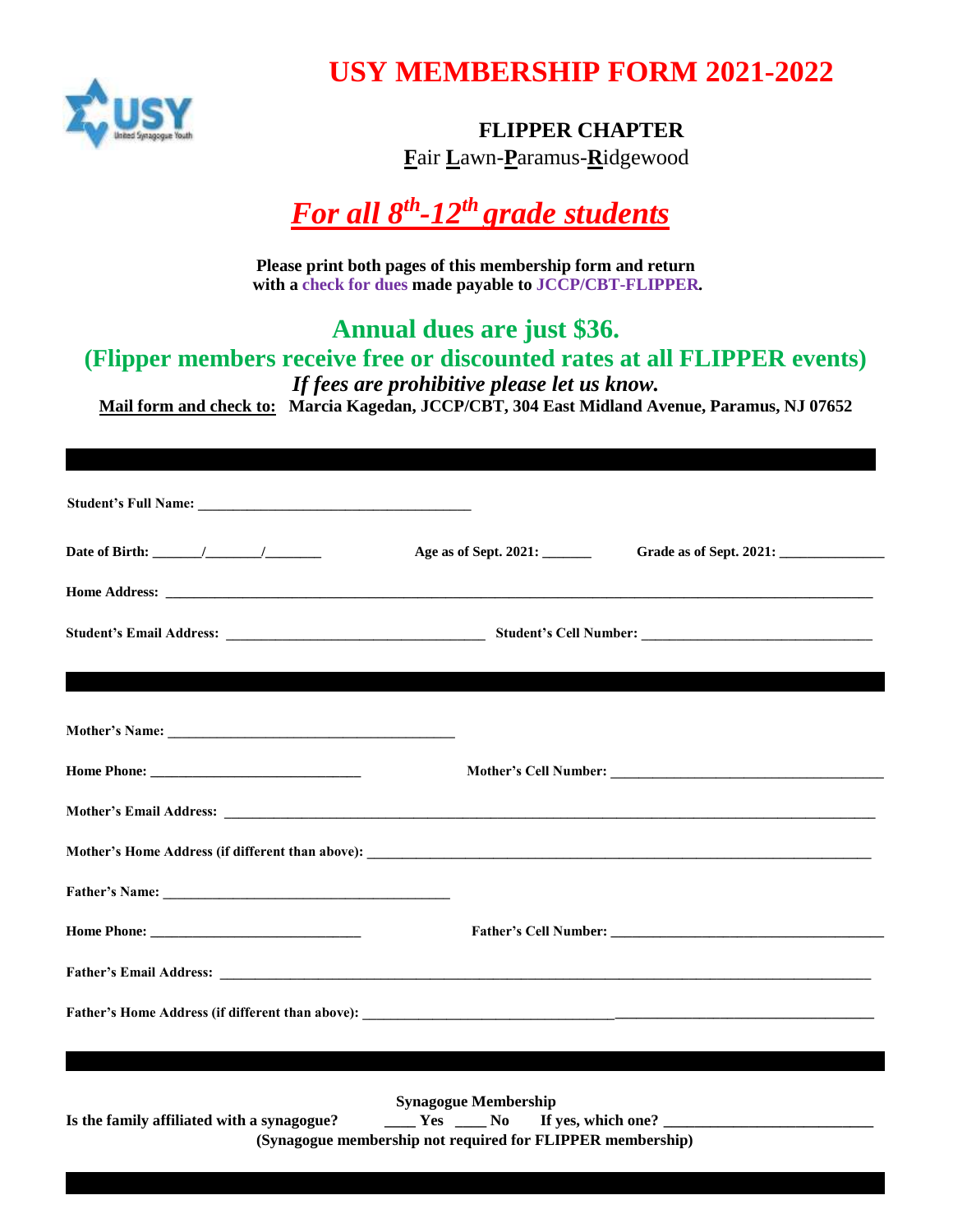# USY MEMBERSHIP FORM 2021-2022

## FLIPPER CHAPTER

**F**air **L**awn-**P**aramus-**R**idgewood

## *For all 8th-12th grade students*

**Please print both pages of this membership form and return with a check for dues made payable to JCCP/CBT-FLIPPER.**

## Annual dues are just $36.

**(Flipper members receive free or discounted rates at all FLIPPER events)**

***If fees are prohibitive please let us know.***

**Mail form and check to:** **Marcia Kagedan, JCCP/CBT, 304 East Midland Avenue, Paramus, NJ 07652**

---

**Student's Full Name:** ____________________________________

**Date of Birth:** _______/_______/_______ **Age as of Sept. 2021:** ______ **Grade as of Sept. 2021:** ______________

**Home Address:** ________________________________________________________________________________

**Student's Email Address:** __________________________________ **Student's Cell Number:** ______________________________

---

**Mother's Name:** ______________________________________

**Home Phone:** ____________________________ **Mother's Cell Number:** ____________________________________

**Mother's Email Address:** ________________________________________________________________________________

**Mother's Home Address (if different than above):** ____________________________________________________________

**Father's Name:** ______________________________________

**Home Phone:** ____________________________ **Father's Cell Number:** ____________________________________

**Father's Email Address:** ________________________________________________________________________________

**Father's Home Address (if different than above):** ____________________________________________________________

---

**Synagogue Membership**

**Is the family affiliated with a synagogue?** ____ **Yes** ____ **No** **If yes, which one?** __________________________

**(Synagogue membership not required for FLIPPER membership)**

---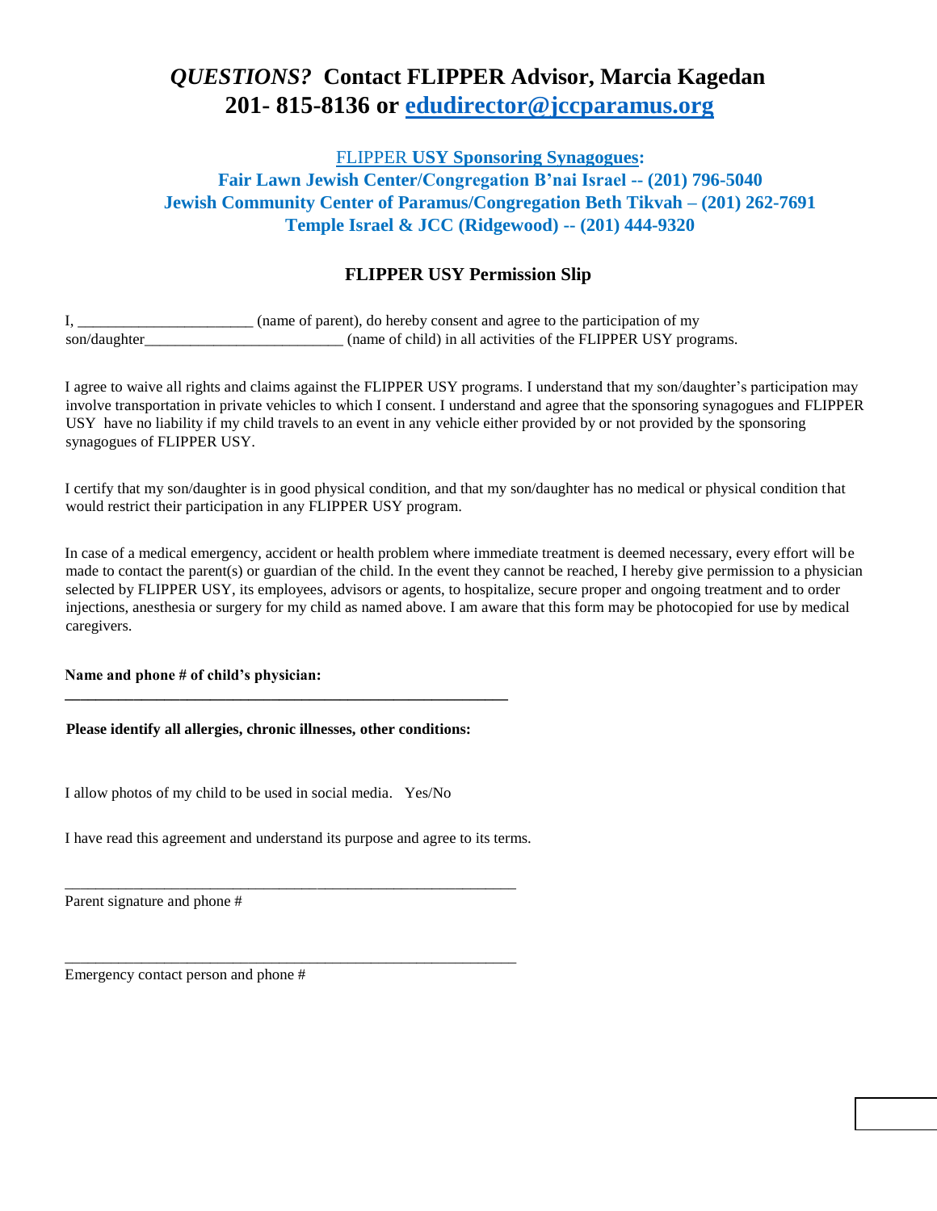# *QUESTIONS?* Contact FLIPPER Advisor, Marcia Kagedan 201- 815-8136 or [edudirector@jccparamus.org](mailto:edudirector@jccparamus.org)

**FLIPPER USY Sponsoring Synagogues:**

**Fair Lawn Jewish Center/Congregation B'nai Israel -- (201) 796-5040**
**Jewish Community Center of Paramus/Congregation Beth Tikvah – (201) 262-7691**
**Temple Israel & JCC (Ridgewood) -- (201) 444-9320**

## FLIPPER USY Permission Slip

I, ______________________ (name of parent), do hereby consent and agree to the participation of my son/daughter_________________________ (name of child) in all activities of the FLIPPER USY programs.

I agree to waive all rights and claims against the FLIPPER USY programs. I understand that my son/daughter's participation may involve transportation in private vehicles to which I consent. I understand and agree that the sponsoring synagogues and FLIPPER USY have no liability if my child travels to an event in any vehicle either provided by or not provided by the sponsoring synagogues of FLIPPER USY.

I certify that my son/daughter is in good physical condition, and that my son/daughter has no medical or physical condition that would restrict their participation in any FLIPPER USY program.

In case of a medical emergency, accident or health problem where immediate treatment is deemed necessary, every effort will be made to contact the parent(s) or guardian of the child. In the event they cannot be reached, I hereby give permission to a physician selected by FLIPPER USY, its employees, advisors or agents, to hospitalize, secure proper and ongoing treatment and to order injections, anesthesia or surgery for my child as named above. I am aware that this form may be photocopied for use by medical caregivers.

**Name and phone # of child's physician:**
____________________________________________________________

**Please identify all allergies, chronic illnesses, other conditions:**

I allow photos of my child to be used in social media. Yes/No

I have read this agreement and understand its purpose and agree to its terms.

____________________________________________________________
Parent signature and phone #

____________________________________________________________
Emergency contact person and phone #